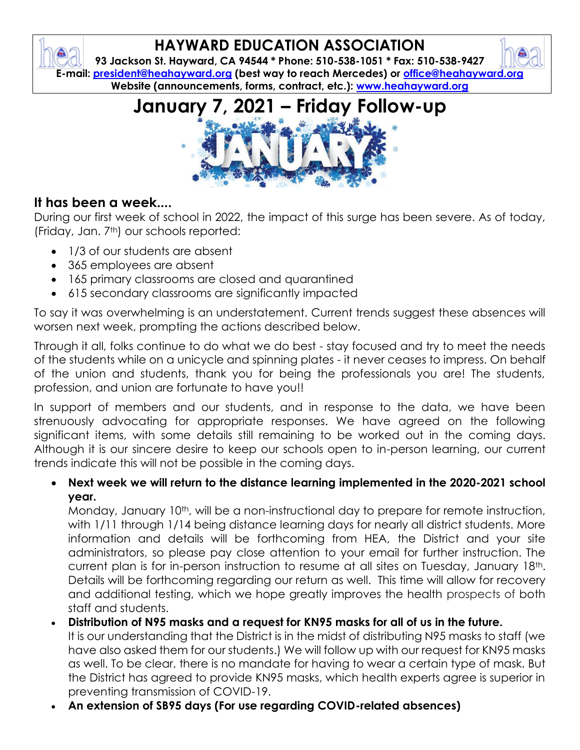# HAYWARD EDUCATION ASSOCIATION

**93 Jackson St. Hayward, CA 94544 * Phone: 510-538-1051 * Fax: 510-538-9427**
**E-mail: president@heahayward.org (best way to reach Mercedes) or office@heahayward.org**
**Website (announcements, forms, contract, etc.): www.heahayward.org**

# January 7, 2021 – Friday Follow-up

## It has been a week....

During our first week of school in 2022, the impact of this surge has been severe. As of today, (Friday, Jan. 7th) our schools reported:

- 1/3 of our students are absent
- 365 employees are absent
- 165 primary classrooms are closed and quarantined
- 615 secondary classrooms are significantly impacted

To say it was overwhelming is an understatement. Current trends suggest these absences will worsen next week, prompting the actions described below.

Through it all, folks continue to do what we do best - stay focused and try to meet the needs of the students while on a unicycle and spinning plates - it never ceases to impress. On behalf of the union and students, thank you for being the professionals you are! The students, profession, and union are fortunate to have you!!

In support of members and our students, and in response to the data, we have been strenuously advocating for appropriate responses. We have agreed on the following significant items, with some details still remaining to be worked out in the coming days. Although it is our sincere desire to keep our schools open to in-person learning, our current trends indicate this will not be possible in the coming days.

- **Next week we will return to the distance learning implemented in the 2020-2021 school year.**
  Monday, January 10th, will be a non-instructional day to prepare for remote instruction, with 1/11 through 1/14 being distance learning days for nearly all district students. More information and details will be forthcoming from HEA, the District and your site administrators, so please pay close attention to your email for further instruction. The current plan is for in-person instruction to resume at all sites on Tuesday, January 18th. Details will be forthcoming regarding our return as well. This time will allow for recovery and additional testing, which we hope greatly improves the health prospects of both staff and students.
- **Distribution of N95 masks and a request for KN95 masks for all of us in the future.**
  It is our understanding that the District is in the midst of distributing N95 masks to staff (we have also asked them for our students.) We will follow up with our request for KN95 masks as well. To be clear, there is no mandate for having to wear a certain type of mask. But the District has agreed to provide KN95 masks, which health experts agree is superior in preventing transmission of COVID-19.
- **An extension of SB95 days (For use regarding COVID-related absences)**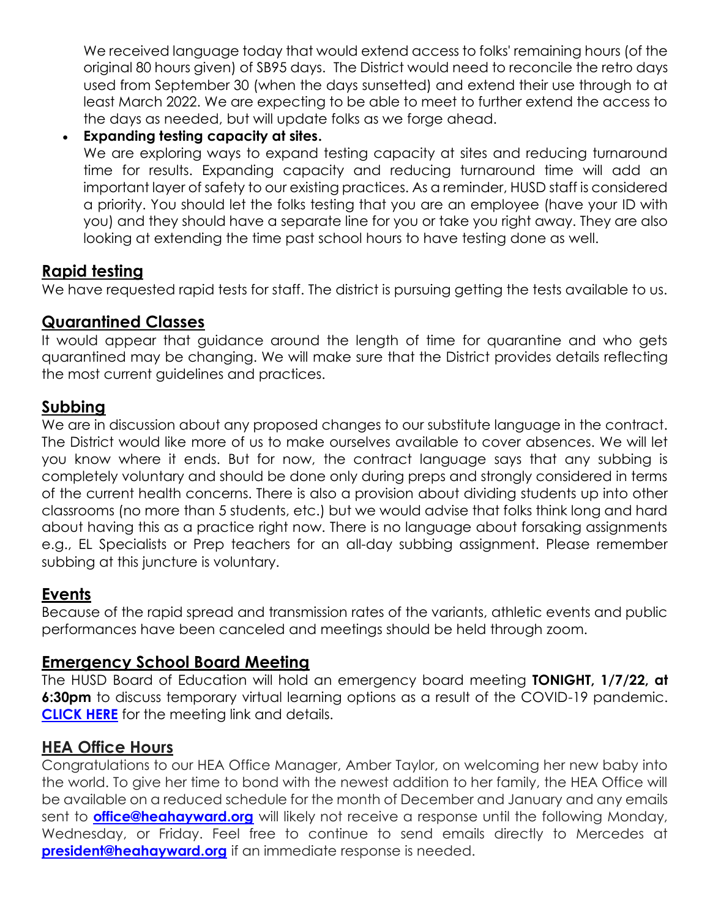We received language today that would extend access to folks' remaining hours (of the original 80 hours given) of SB95 days. The District would need to reconcile the retro days used from September 30 (when the days sunsetted) and extend their use through to at least March 2022. We are expecting to be able to meet to further extend the access to the days as needed, but will update folks as we forge ahead.

- **Expanding testing capacity at sites.**
  We are exploring ways to expand testing capacity at sites and reducing turnaround time for results. Expanding capacity and reducing turnaround time will add an important layer of safety to our existing practices. As a reminder, HUSD staff is considered a priority. You should let the folks testing that you are an employee (have your ID with you) and they should have a separate line for you or take you right away. They are also looking at extending the time past school hours to have testing done as well.

## Rapid testing

We have requested rapid tests for staff. The district is pursuing getting the tests available to us.

## Quarantined Classes

It would appear that guidance around the length of time for quarantine and who gets quarantined may be changing. We will make sure that the District provides details reflecting the most current guidelines and practices.

## Subbing

We are in discussion about any proposed changes to our substitute language in the contract. The District would like more of us to make ourselves available to cover absences. We will let you know where it ends. But for now, the contract language says that any subbing is completely voluntary and should be done only during preps and strongly considered in terms of the current health concerns. There is also a provision about dividing students up into other classrooms (no more than 5 students, etc.) but we would advise that folks think long and hard about having this as a practice right now. There is no language about forsaking assignments e.g., EL Specialists or Prep teachers for an all-day subbing assignment. Please remember subbing at this juncture is voluntary.

## Events

Because of the rapid spread and transmission rates of the variants, athletic events and public performances have been canceled and meetings should be held through zoom.

## Emergency School Board Meeting

The HUSD Board of Education will hold an emergency board meeting **TONIGHT, 1/7/22, at 6:30pm** to discuss temporary virtual learning options as a result of the COVID-19 pandemic. **CLICK HERE** for the meeting link and details.

## HEA Office Hours

Congratulations to our HEA Office Manager, Amber Taylor, on welcoming her new baby into the world. To give her time to bond with the newest addition to her family, the HEA Office will be available on a reduced schedule for the month of December and January and any emails sent to **office@heahayward.org** will likely not receive a response until the following Monday, Wednesday, or Friday. Feel free to continue to send emails directly to Mercedes at **president@heahayward.org** if an immediate response is needed.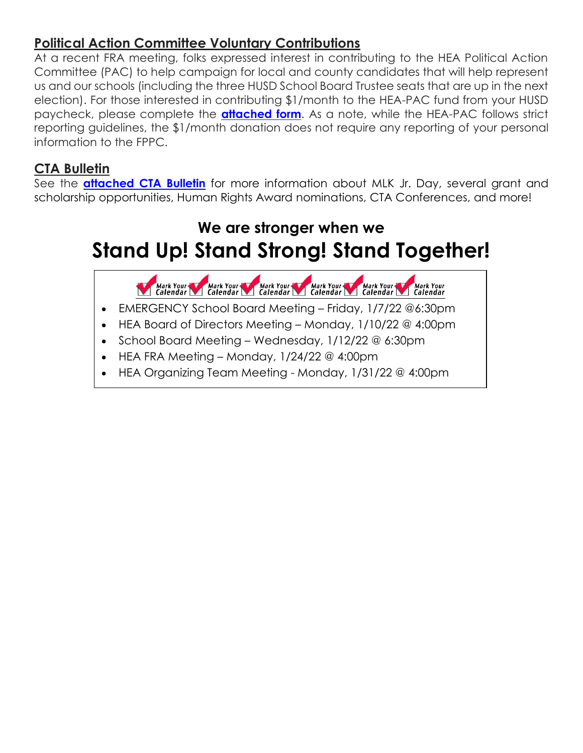## **Political Action Committee Voluntary Contributions**

At a recent FRA meeting, folks expressed interest in contributing to the HEA Political Action Committee (PAC) to help campaign for local and county candidates that will help represent us and our schools (including the three HUSD School Board Trustee seats that are up in the next election). For those interested in contributing $1/month to the HEA-PAC fund from your HUSD paycheck, please complete the **attached form**. As a note, while the HEA-PAC follows strict reporting guidelines, the $1/month donation does not require any reporting of your personal information to the FPPC.

## **CTA Bulletin**

See the **attached CTA Bulletin** for more information about MLK Jr. Day, several grant and scholarship opportunities, Human Rights Award nominations, CTA Conferences, and more!

### We are stronger when we

# Stand Up! Stand Strong! Stand Together!

Mark Your Calendar Mark Your Calendar Mark Your Calendar Mark Your Calendar Mark Your Calendar Mark Your Calendar

- EMERGENCY School Board Meeting – Friday, 1/7/22 @6:30pm
- HEA Board of Directors Meeting – Monday, 1/10/22 @ 4:00pm
- School Board Meeting – Wednesday, 1/12/22 @ 6:30pm
- HEA FRA Meeting – Monday, 1/24/22 @ 4:00pm
- HEA Organizing Team Meeting - Monday, 1/31/22 @ 4:00pm